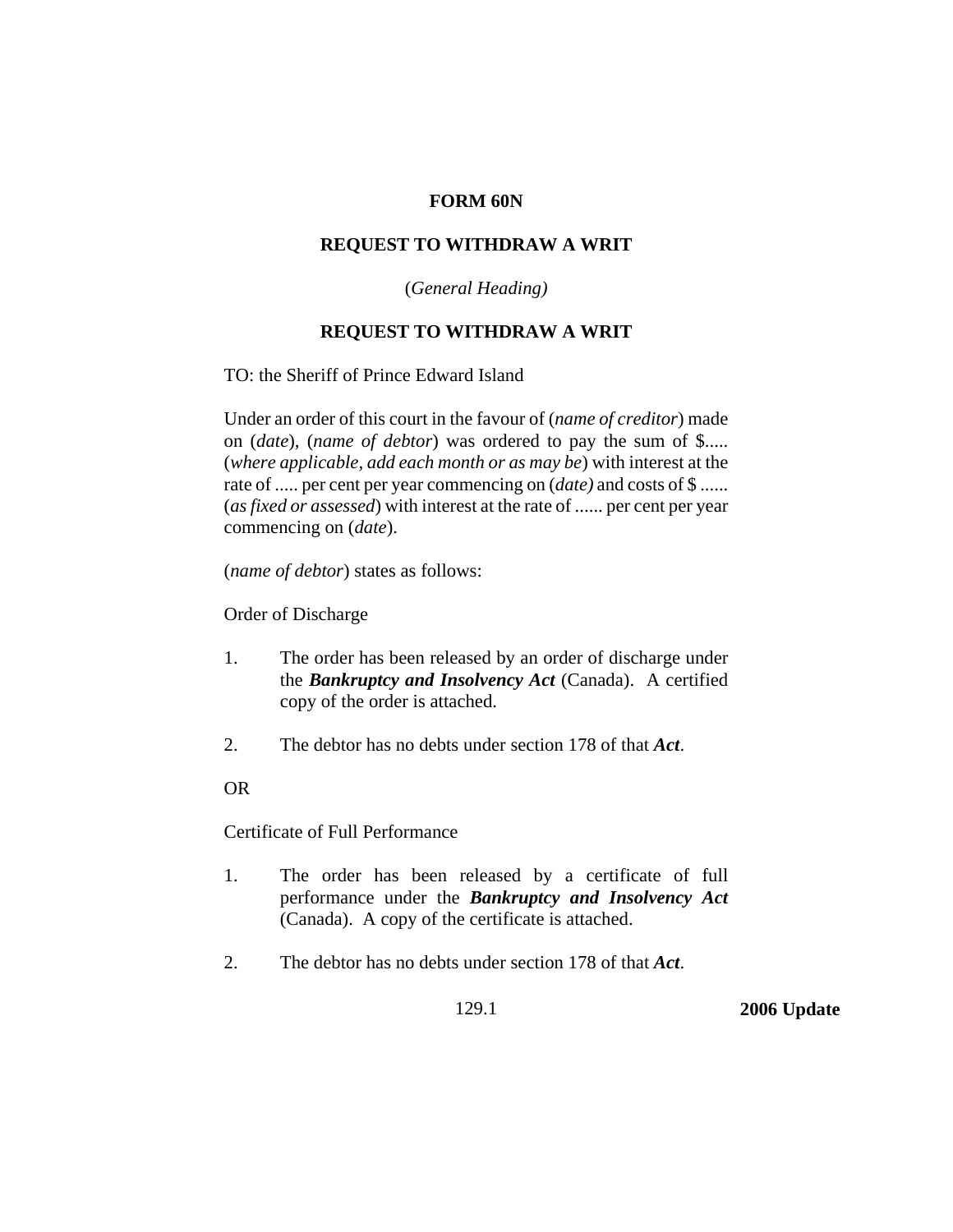# FORM 60N

## REQUEST TO WITHDRAW A WRIT

(*General Heading)*

## REQUEST TO WITHDRAW A WRIT

TO: the Sheriff of Prince Edward Island

Under an order of this court in the favour of (*name of creditor*) made on (*date*), (*name of debtor*) was ordered to pay the sum of $..... (*where applicable, add each month or as may be*) with interest at the rate of ..... per cent per year commencing on (*date)* and costs of $ ...... (*as fixed or assessed*) with interest at the rate of ...... per cent per year commencing on (*date*).

(*name of debtor*) states as follows:

Order of Discharge

1. The order has been released by an order of discharge under the ***Bankruptcy and Insolvency Act*** (Canada). A certified copy of the order is attached.

2. The debtor has no debts under section 178 of that ***Act***.

OR

Certificate of Full Performance

1. The order has been released by a certificate of full performance under the ***Bankruptcy and Insolvency Act*** (Canada). A copy of the certificate is attached.

2. The debtor has no debts under section 178 of that ***Act***.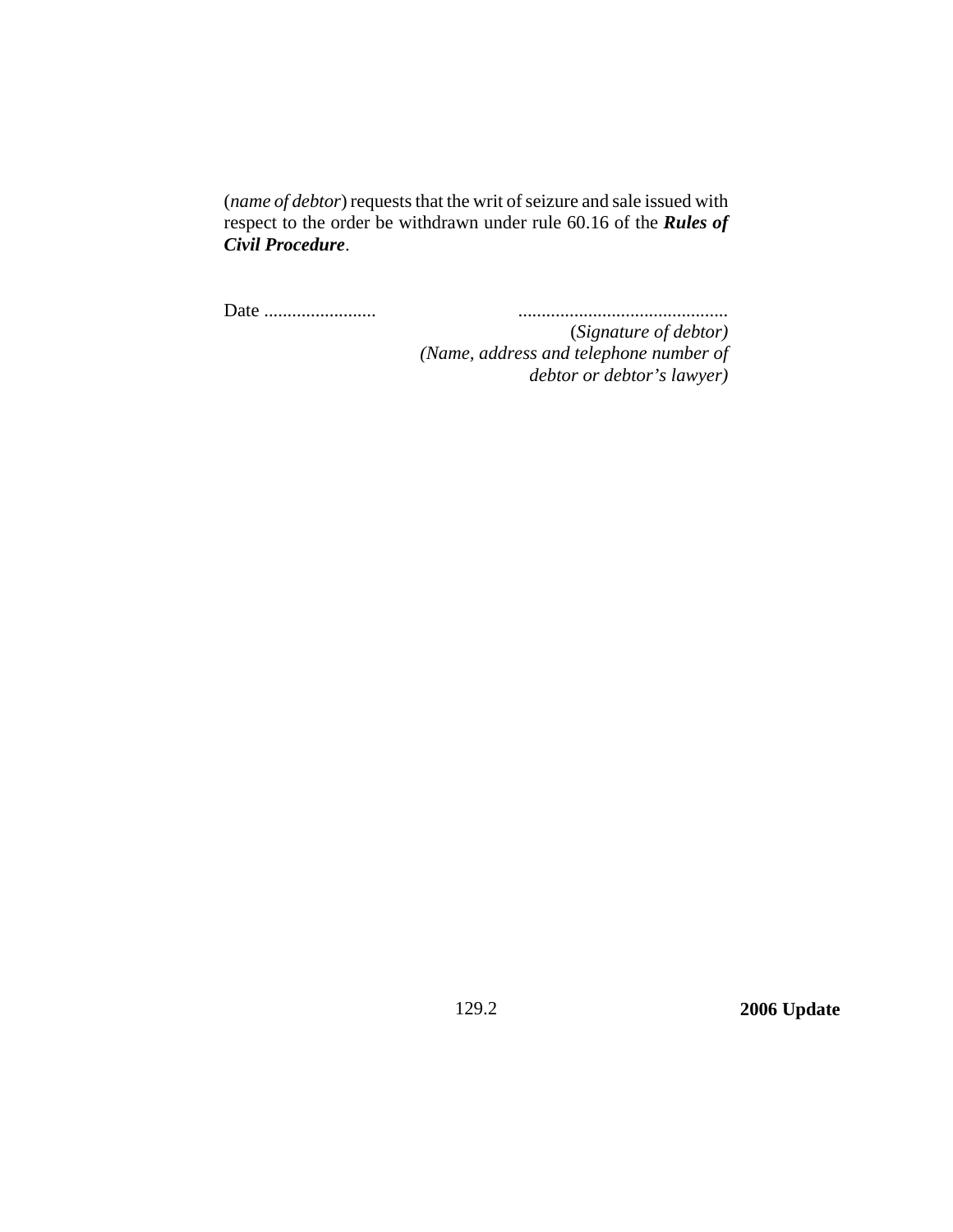(*name of debtor*) requests that the writ of seizure and sale issued with respect to the order be withdrawn under rule 60.16 of the ***Rules of Civil Procedure***.

Date ........................ ............................................

(*Signature of debtor)*

*(Name, address and telephone number of debtor or debtor's lawyer)*